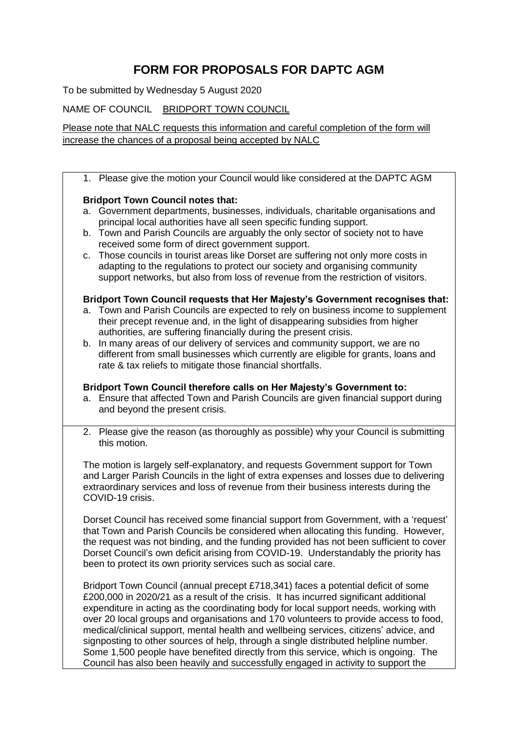# FORM FOR PROPOSALS FOR DAPTC AGM

To be submitted by Wednesday 5 August 2020

NAME OF COUNCIL <u>BRIDPORT TOWN COUNCIL</u>

<u>Please note that NALC requests this information and careful completion of the form will increase the chances of a proposal being accepted by NALC</u>

1. Please give the motion your Council would like considered at the DAPTC AGM

**Bridport Town Council notes that:**

a. Government departments, businesses, individuals, charitable organisations and principal local authorities have all seen specific funding support.
b. Town and Parish Councils are arguably the only sector of society not to have received some form of direct government support.
c. Those councils in tourist areas like Dorset are suffering not only more costs in adapting to the regulations to protect our society and organising community support networks, but also from loss of revenue from the restriction of visitors.

**Bridport Town Council requests that Her Majesty's Government recognises that:**

a. Town and Parish Councils are expected to rely on business income to supplement their precept revenue and, in the light of disappearing subsidies from higher authorities, are suffering financially during the present crisis.
b. In many areas of our delivery of services and community support, we are no different from small businesses which currently are eligible for grants, loans and rate & tax reliefs to mitigate those financial shortfalls.

**Bridport Town Council therefore calls on Her Majesty's Government to:**

a. Ensure that affected Town and Parish Councils are given financial support during and beyond the present crisis.

2. Please give the reason (as thoroughly as possible) why your Council is submitting this motion.

The motion is largely self-explanatory, and requests Government support for Town and Larger Parish Councils in the light of extra expenses and losses due to delivering extraordinary services and loss of revenue from their business interests during the COVID-19 crisis.

Dorset Council has received some financial support from Government, with a 'request' that Town and Parish Councils be considered when allocating this funding. However, the request was not binding, and the funding provided has not been sufficient to cover Dorset Council's own deficit arising from COVID-19. Understandably the priority has been to protect its own priority services such as social care.

Bridport Town Council (annual precept £718,341) faces a potential deficit of some £200,000 in 2020/21 as a result of the crisis. It has incurred significant additional expenditure in acting as the coordinating body for local support needs, working with over 20 local groups and organisations and 170 volunteers to provide access to food, medical/clinical support, mental health and wellbeing services, citizens' advice, and signposting to other sources of help, through a single distributed helpline number. Some 1,500 people have benefited directly from this service, which is ongoing. The Council has also been heavily and successfully engaged in activity to support the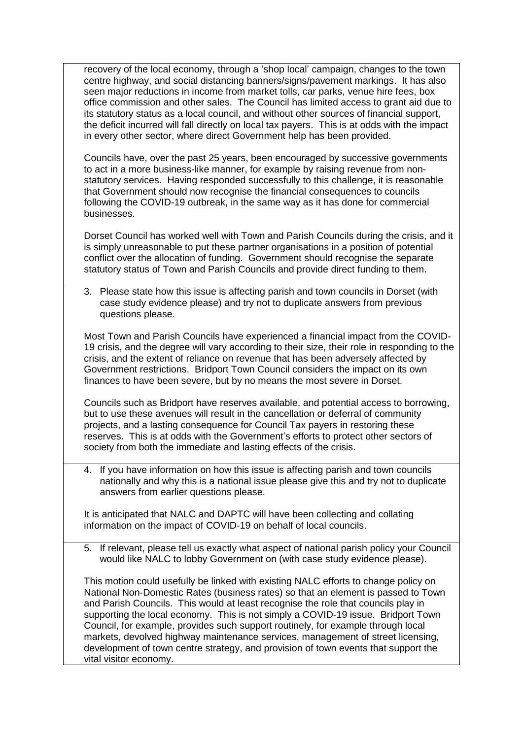recovery of the local economy, through a 'shop local' campaign, changes to the town centre highway, and social distancing banners/signs/pavement markings. It has also seen major reductions in income from market tolls, car parks, venue hire fees, box office commission and other sales. The Council has limited access to grant aid due to its statutory status as a local council, and without other sources of financial support, the deficit incurred will fall directly on local tax payers. This is at odds with the impact in every other sector, where direct Government help has been provided.

Councils have, over the past 25 years, been encouraged by successive governments to act in a more business-like manner, for example by raising revenue from non-statutory services. Having responded successfully to this challenge, it is reasonable that Government should now recognise the financial consequences to councils following the COVID-19 outbreak, in the same way as it has done for commercial businesses.

Dorset Council has worked well with Town and Parish Councils during the crisis, and it is simply unreasonable to put these partner organisations in a position of potential conflict over the allocation of funding. Government should recognise the separate statutory status of Town and Parish Councils and provide direct funding to them.

3. Please state how this issue is affecting parish and town councils in Dorset (with case study evidence please) and try not to duplicate answers from previous questions please.

Most Town and Parish Councils have experienced a financial impact from the COVID-19 crisis, and the degree will vary according to their size, their role in responding to the crisis, and the extent of reliance on revenue that has been adversely affected by Government restrictions. Bridport Town Council considers the impact on its own finances to have been severe, but by no means the most severe in Dorset.

Councils such as Bridport have reserves available, and potential access to borrowing, but to use these avenues will result in the cancellation or deferral of community projects, and a lasting consequence for Council Tax payers in restoring these reserves. This is at odds with the Government's efforts to protect other sectors of society from both the immediate and lasting effects of the crisis.

4. If you have information on how this issue is affecting parish and town councils nationally and why this is a national issue please give this and try not to duplicate answers from earlier questions please.

It is anticipated that NALC and DAPTC will have been collecting and collating information on the impact of COVID-19 on behalf of local councils.

5. If relevant, please tell us exactly what aspect of national parish policy your Council would like NALC to lobby Government on (with case study evidence please).

This motion could usefully be linked with existing NALC efforts to change policy on National Non-Domestic Rates (business rates) so that an element is passed to Town and Parish Councils. This would at least recognise the role that councils play in supporting the local economy. This is not simply a COVID-19 issue. Bridport Town Council, for example, provides such support routinely, for example through local markets, devolved highway maintenance services, management of street licensing, development of town centre strategy, and provision of town events that support the vital visitor economy.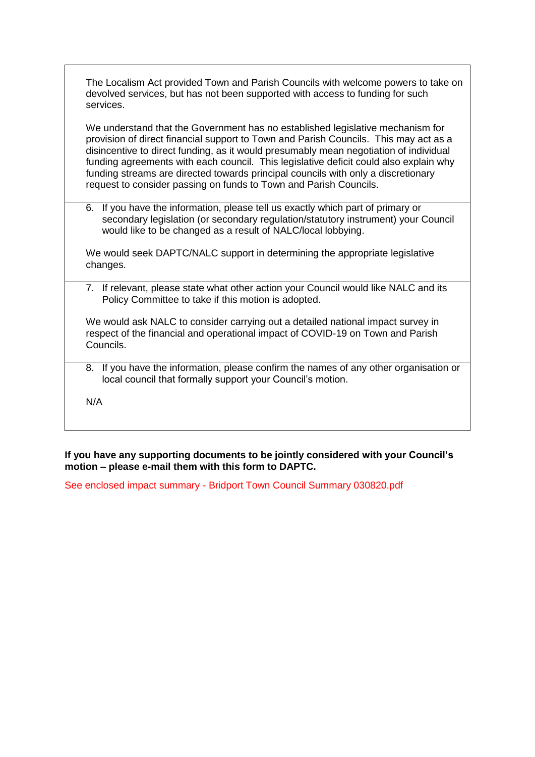The Localism Act provided Town and Parish Councils with welcome powers to take on devolved services, but has not been supported with access to funding for such services.

We understand that the Government has no established legislative mechanism for provision of direct financial support to Town and Parish Councils. This may act as a disincentive to direct funding, as it would presumably mean negotiation of individual funding agreements with each council. This legislative deficit could also explain why funding streams are directed towards principal councils with only a discretionary request to consider passing on funds to Town and Parish Councils.

6. If you have the information, please tell us exactly which part of primary or secondary legislation (or secondary regulation/statutory instrument) your Council would like to be changed as a result of NALC/local lobbying.

We would seek DAPTC/NALC support in determining the appropriate legislative changes.

7. If relevant, please state what other action your Council would like NALC and its Policy Committee to take if this motion is adopted.

We would ask NALC to consider carrying out a detailed national impact survey in respect of the financial and operational impact of COVID-19 on Town and Parish Councils.

8. If you have the information, please confirm the names of any other organisation or local council that formally support your Council's motion.

N/A

**If you have any supporting documents to be jointly considered with your Council's motion – please e-mail them with this form to DAPTC.**

See enclosed impact summary - Bridport Town Council Summary 030820.pdf